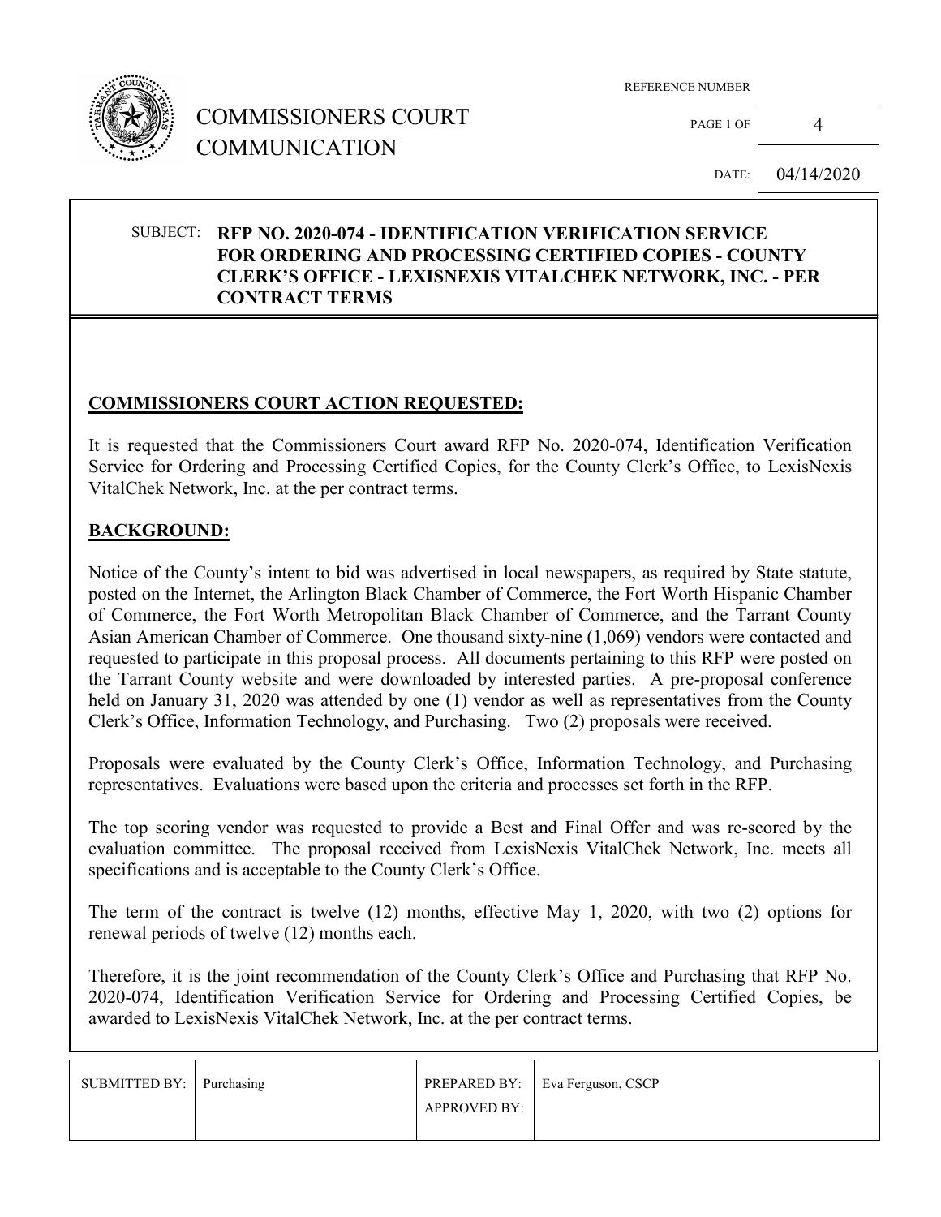# COMMISSIONERS COURT COMMUNICATION

REFERENCE NUMBER

PAGE 1 OF 4

DATE: 04/14/2020

SUBJECT: **RFP NO. 2020-074 - IDENTIFICATION VERIFICATION SERVICE FOR ORDERING AND PROCESSING CERTIFIED COPIES - COUNTY CLERK'S OFFICE - LEXISNEXIS VITALCHEK NETWORK, INC. - PER CONTRACT TERMS**

## COMMISSIONERS COURT ACTION REQUESTED:

It is requested that the Commissioners Court award RFP No. 2020-074, Identification Verification Service for Ordering and Processing Certified Copies, for the County Clerk's Office, to LexisNexis VitalChek Network, Inc. at the per contract terms.

## BACKGROUND:

Notice of the County's intent to bid was advertised in local newspapers, as required by State statute, posted on the Internet, the Arlington Black Chamber of Commerce, the Fort Worth Hispanic Chamber of Commerce, the Fort Worth Metropolitan Black Chamber of Commerce, and the Tarrant County Asian American Chamber of Commerce. One thousand sixty-nine (1,069) vendors were contacted and requested to participate in this proposal process. All documents pertaining to this RFP were posted on the Tarrant County website and were downloaded by interested parties. A pre-proposal conference held on January 31, 2020 was attended by one (1) vendor as well as representatives from the County Clerk's Office, Information Technology, and Purchasing. Two (2) proposals were received.

Proposals were evaluated by the County Clerk's Office, Information Technology, and Purchasing representatives. Evaluations were based upon the criteria and processes set forth in the RFP.

The top scoring vendor was requested to provide a Best and Final Offer and was re-scored by the evaluation committee. The proposal received from LexisNexis VitalChek Network, Inc. meets all specifications and is acceptable to the County Clerk's Office.

The term of the contract is twelve (12) months, effective May 1, 2020, with two (2) options for renewal periods of twelve (12) months each.

Therefore, it is the joint recommendation of the County Clerk's Office and Purchasing that RFP No. 2020-074, Identification Verification Service for Ordering and Processing Certified Copies, be awarded to LexisNexis VitalChek Network, Inc. at the per contract terms.

| SUBMITTED BY: | Purchasing | PREPARED BY: | Eva Ferguson, CSCP |
| --- | --- | --- | --- |
| | | APPROVED BY: | |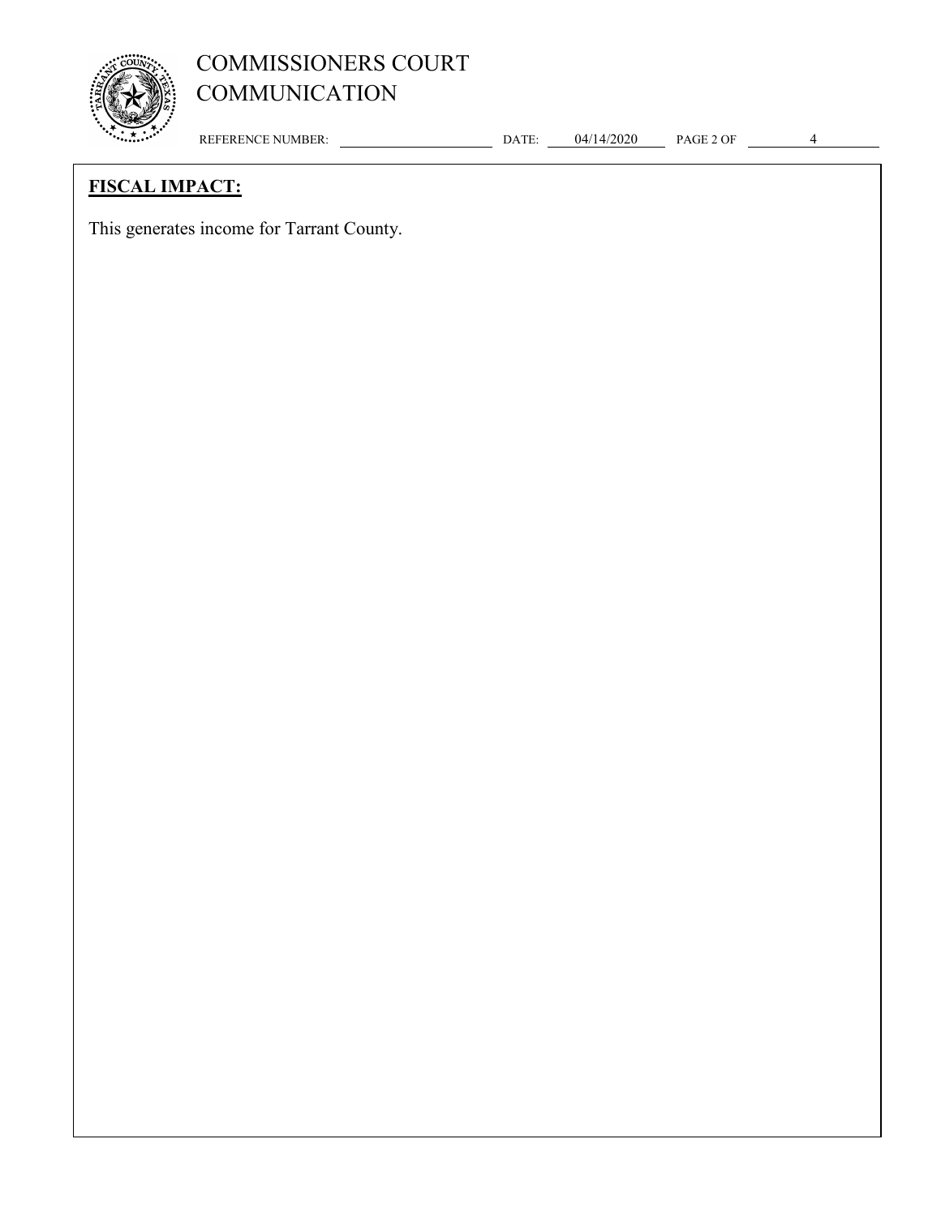**FISCAL IMPACT:**

This generates income for Tarrant County.